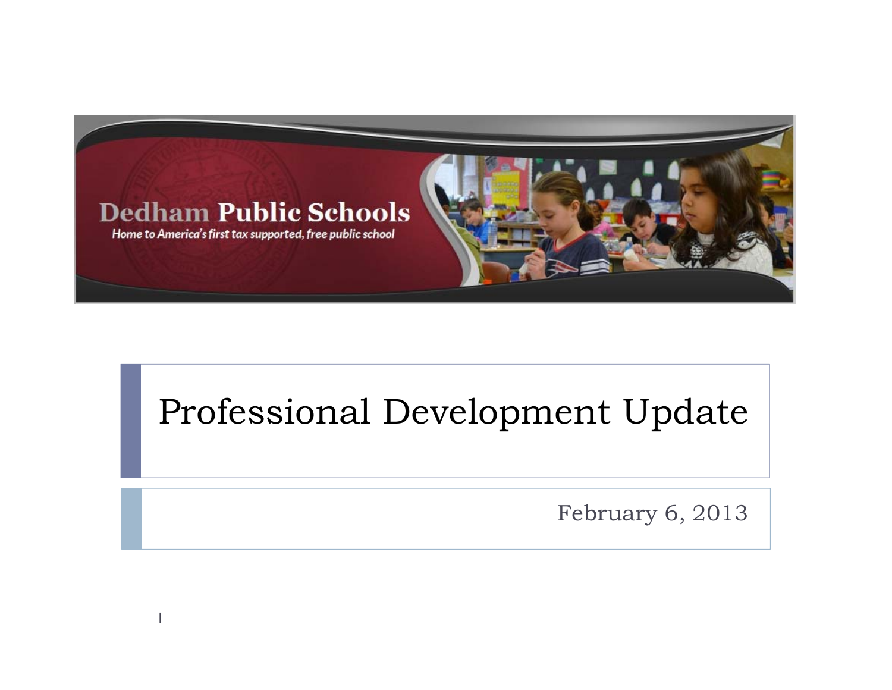Dedham Public Schools

*Home to America's first tax supported, free public school*

# Professional Development Update

February 6, 2013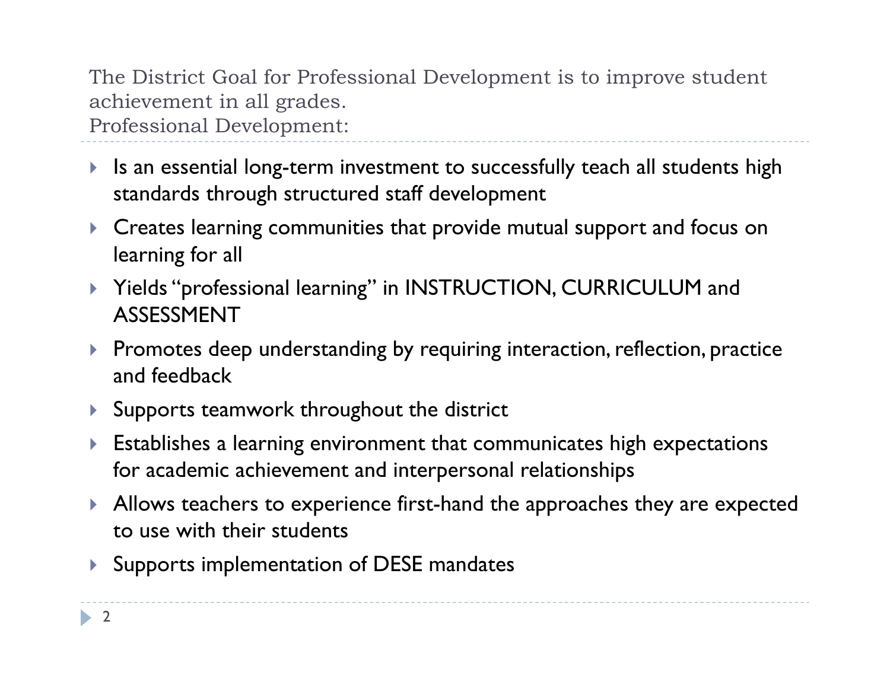## The District Goal for Professional Development is to improve student achievement in all grades.
## Professional Development:

- Is an essential long-term investment to successfully teach all students high standards through structured staff development
- Creates learning communities that provide mutual support and focus on learning for all
- Yields "professional learning" in INSTRUCTION, CURRICULUM and ASSESSMENT
- Promotes deep understanding by requiring interaction, reflection, practice and feedback
- Supports teamwork throughout the district
- Establishes a learning environment that communicates high expectations for academic achievement and interpersonal relationships
- Allows teachers to experience first-hand the approaches they are expected to use with their students
- Supports implementation of DESE mandates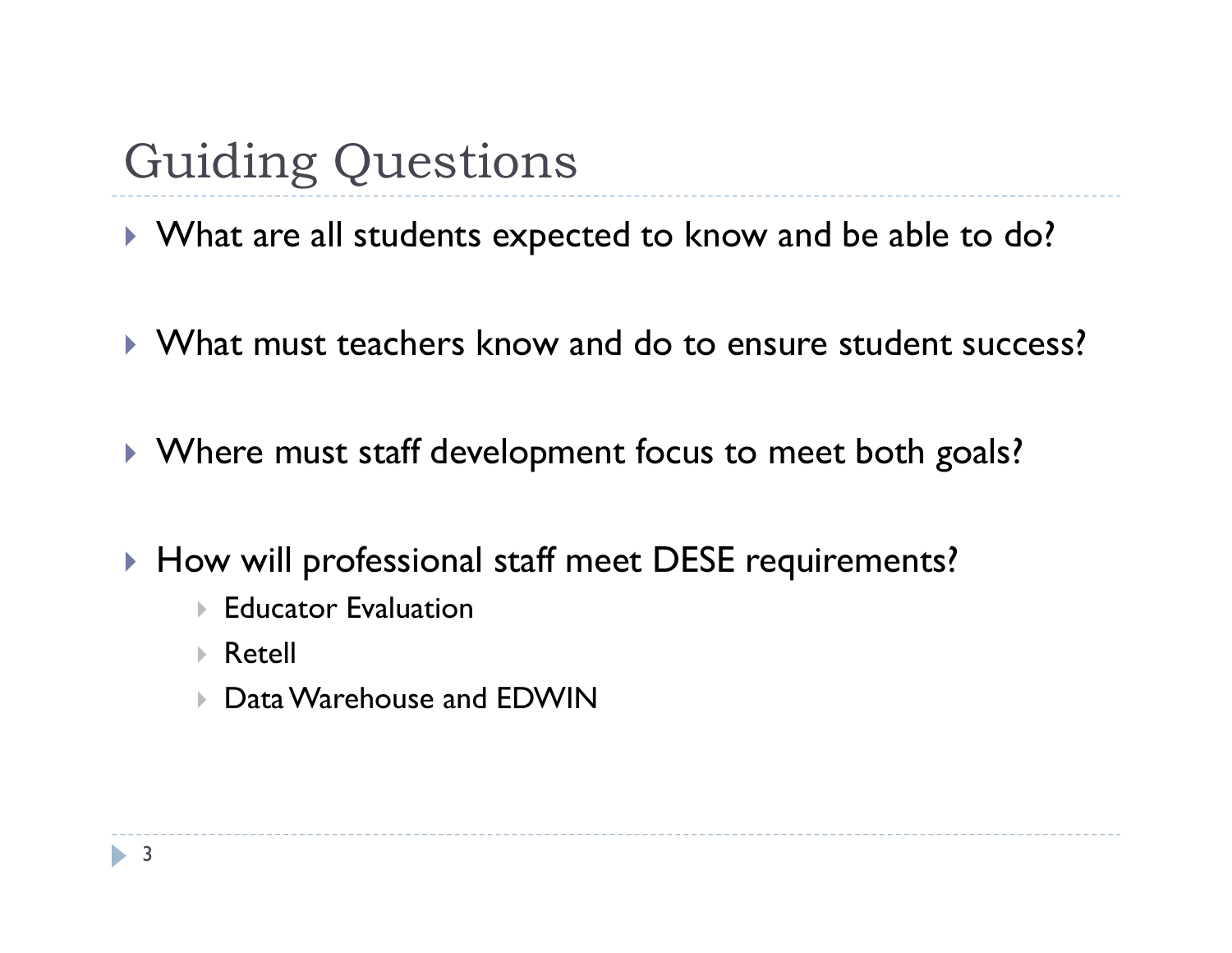# Guiding Questions

- What are all students expected to know and be able to do?
- What must teachers know and do to ensure student success?
- Where must staff development focus to meet both goals?
- How will professional staff meet DESE requirements?
  - Educator Evaluation
  - Retell
  - Data Warehouse and EDWIN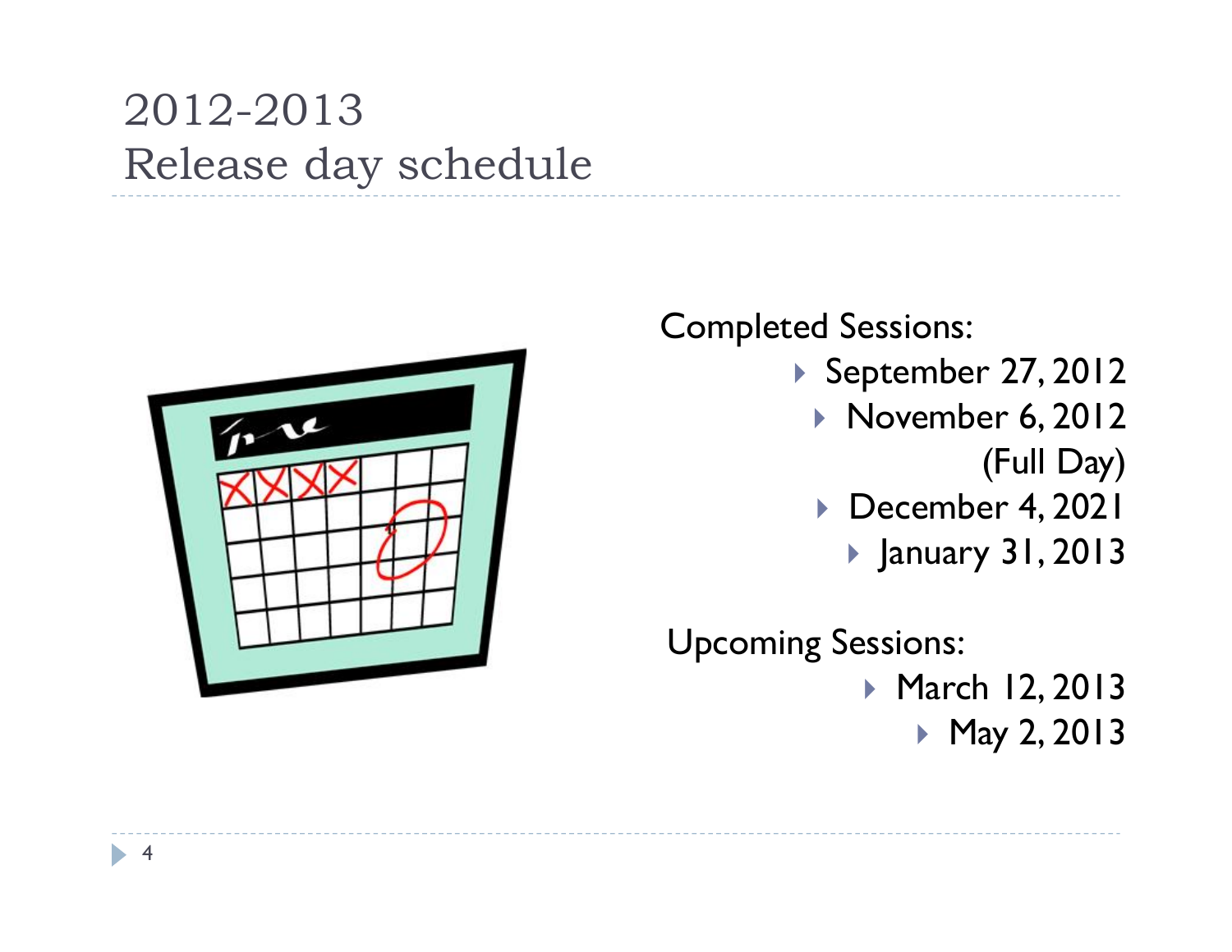# 2012-2013
# Release day schedule

Completed Sessions:

- September 27, 2012
- November 6, 2012 (Full Day)
- December 4, 2021
- January 31, 2013

Upcoming Sessions:

- March 12, 2013
- May 2, 2013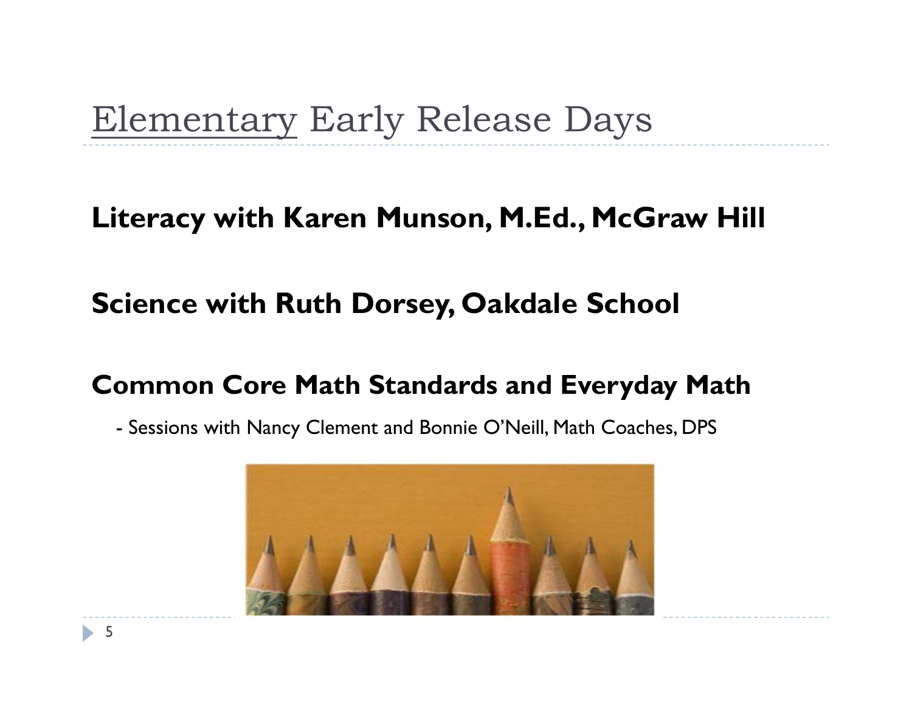# <u>Elementary</u> Early Release Days

**Literacy with Karen Munson, M.Ed., McGraw Hill**

**Science with Ruth Dorsey, Oakdale School**

**Common Core Math Standards and Everyday Math**

- Sessions with Nancy Clement and Bonnie O'Neill, Math Coaches, DPS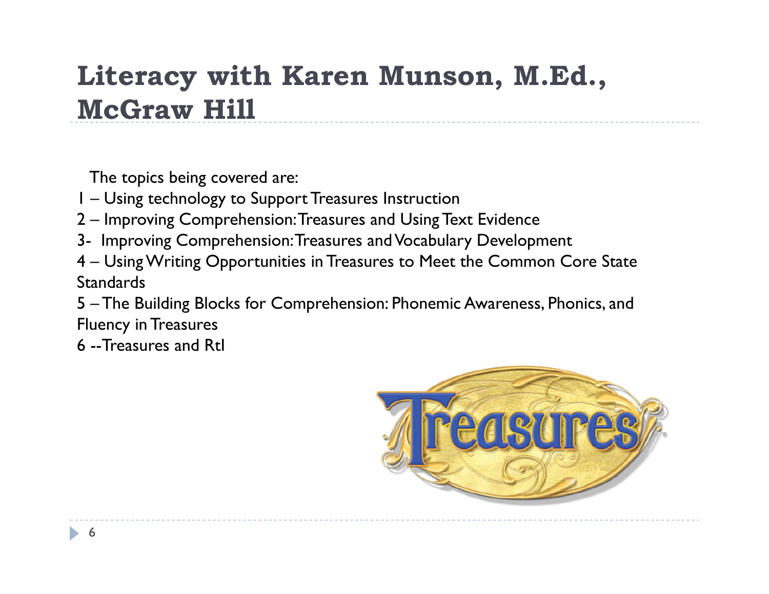# Literacy with Karen Munson, M.Ed., McGraw Hill

The topics being covered are:

1 – Using technology to Support Treasures Instruction

2 – Improving Comprehension: Treasures and Using Text Evidence

3- Improving Comprehension: Treasures and Vocabulary Development

4 – Using Writing Opportunities in Treasures to Meet the Common Core State Standards

5 – The Building Blocks for Comprehension: Phonemic Awareness, Phonics, and Fluency in Treasures

6 --Treasures and RtI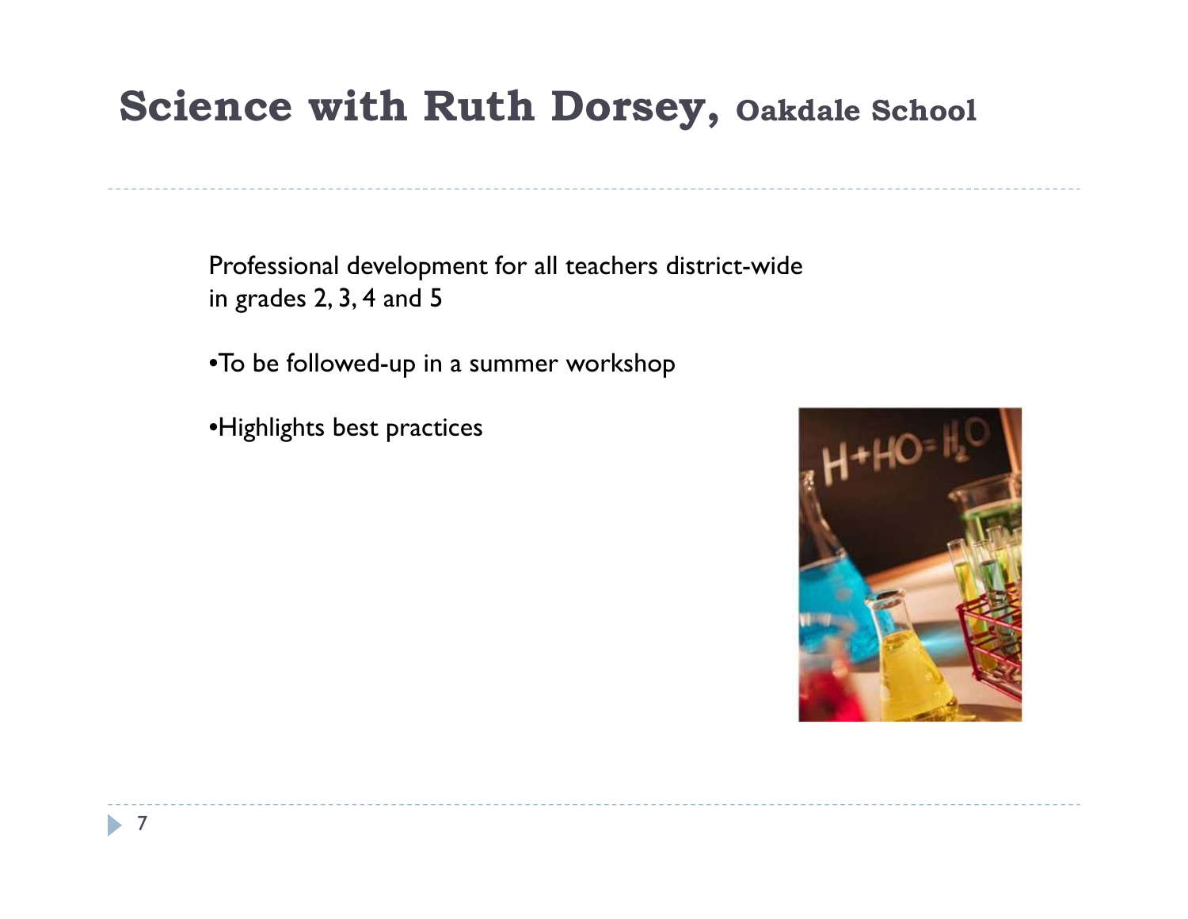# Science with Ruth Dorsey, Oakdale School

Professional development for all teachers district-wide in grades 2, 3, 4 and 5

- To be followed-up in a summer workshop
- Highlights best practices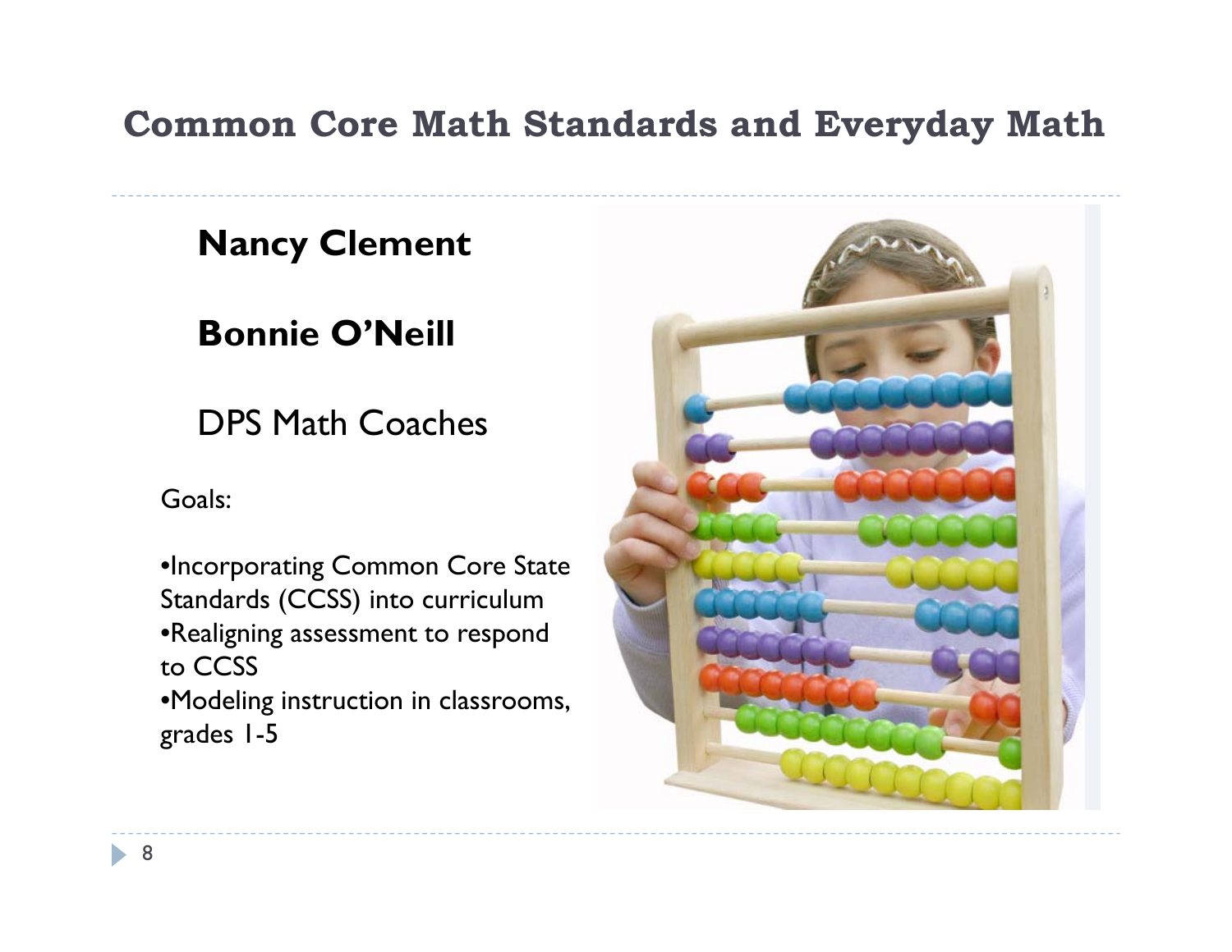# Common Core Math Standards and Everyday Math

**Nancy Clement**

**Bonnie O'Neill**

DPS Math Coaches

Goals:

- Incorporating Common Core State Standards (CCSS) into curriculum
- Realigning assessment to respond to CCSS
- Modeling instruction in classrooms, grades 1-5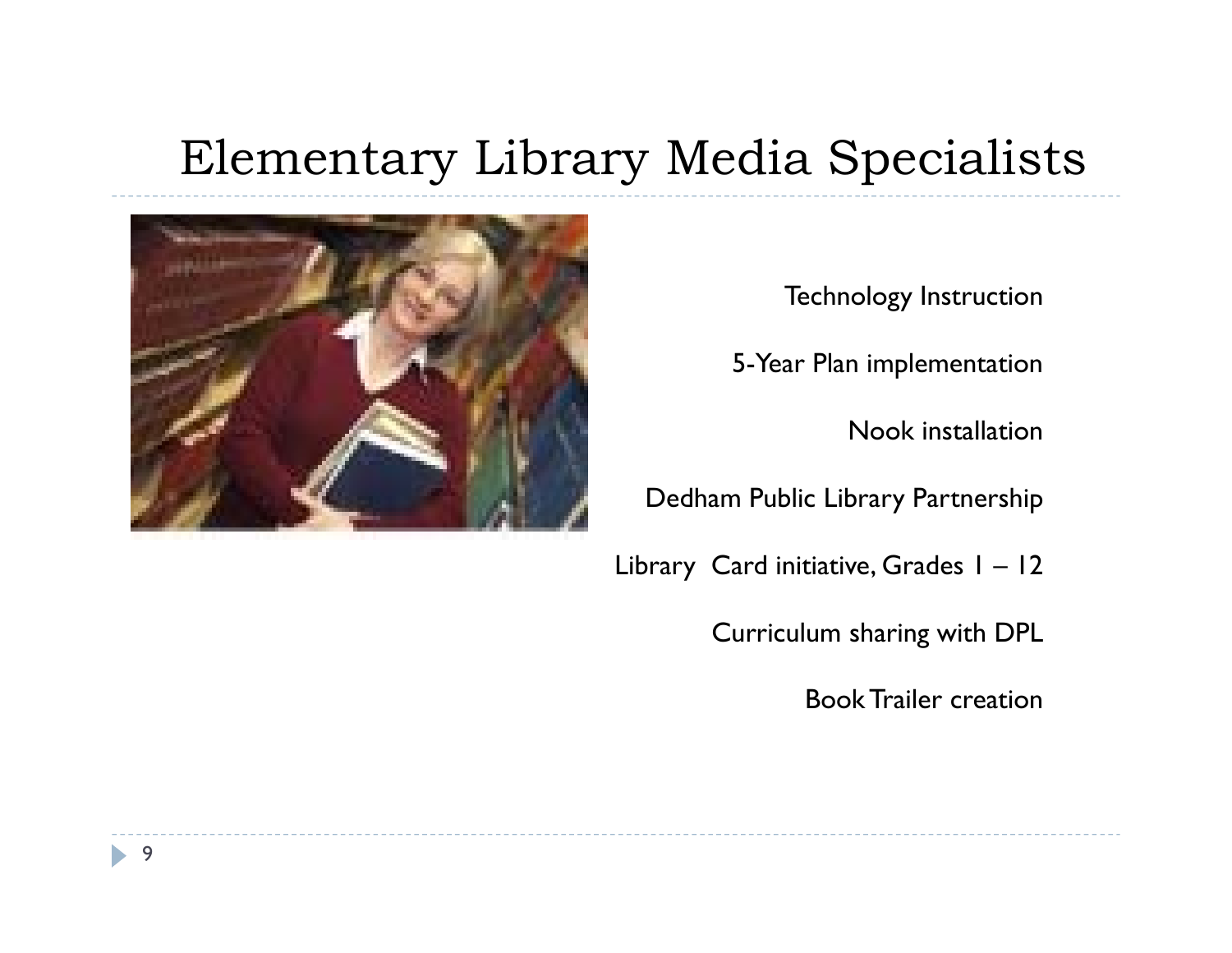# Elementary Library Media Specialists

Technology Instruction

5-Year Plan implementation

Nook installation

Dedham Public Library Partnership

Library Card initiative, Grades 1 – 12

Curriculum sharing with DPL

Book Trailer creation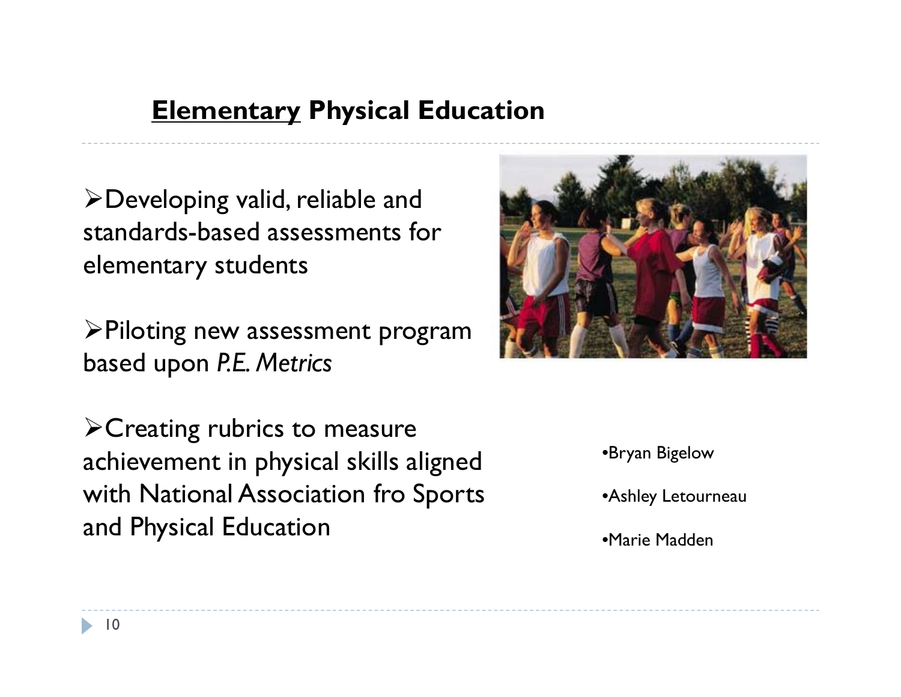## Elementary Physical Education

- Developing valid, reliable and standards-based assessments for elementary students

- Piloting new assessment program based upon *P.E. Metrics*

- Creating rubrics to measure achievement in physical skills aligned with National Association fro Sports and Physical Education

- Bryan Bigelow
- Ashley Letourneau
- Marie Madden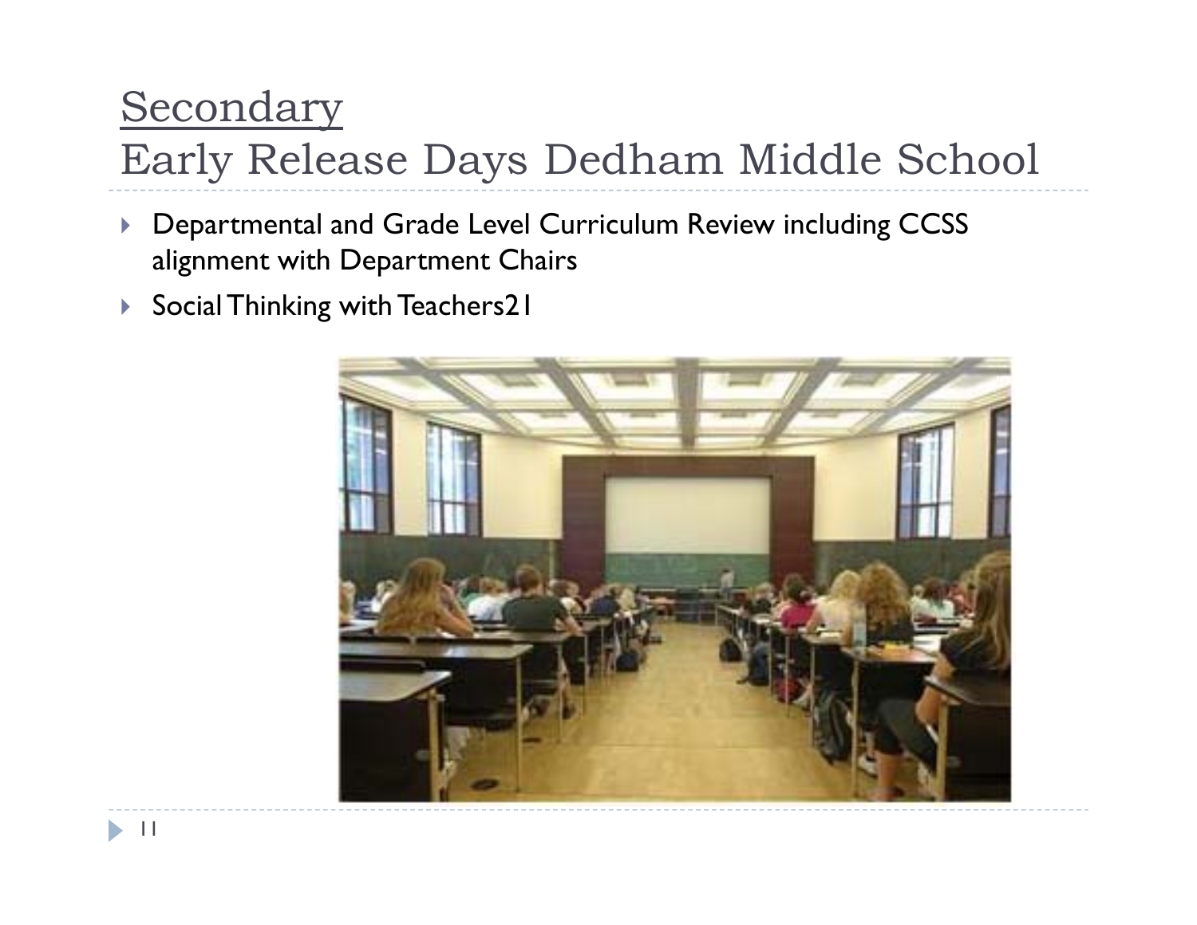# Secondary

## Early Release Days Dedham Middle School

- Departmental and Grade Level Curriculum Review including CCSS alignment with Department Chairs
- Social Thinking with Teachers21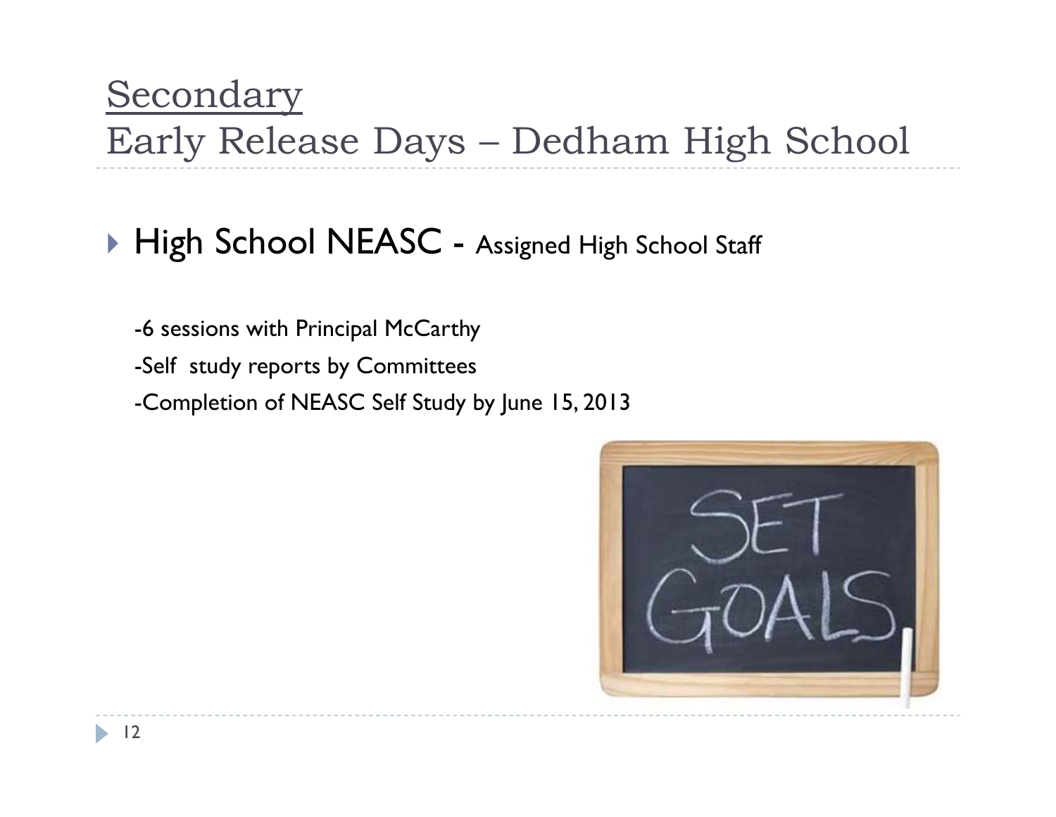# Secondary
# Early Release Days – Dedham High School

- High School NEASC - Assigned High School Staff

  -6 sessions with Principal McCarthy

  -Self study reports by Committees

  -Completion of NEASC Self Study by June 15, 2013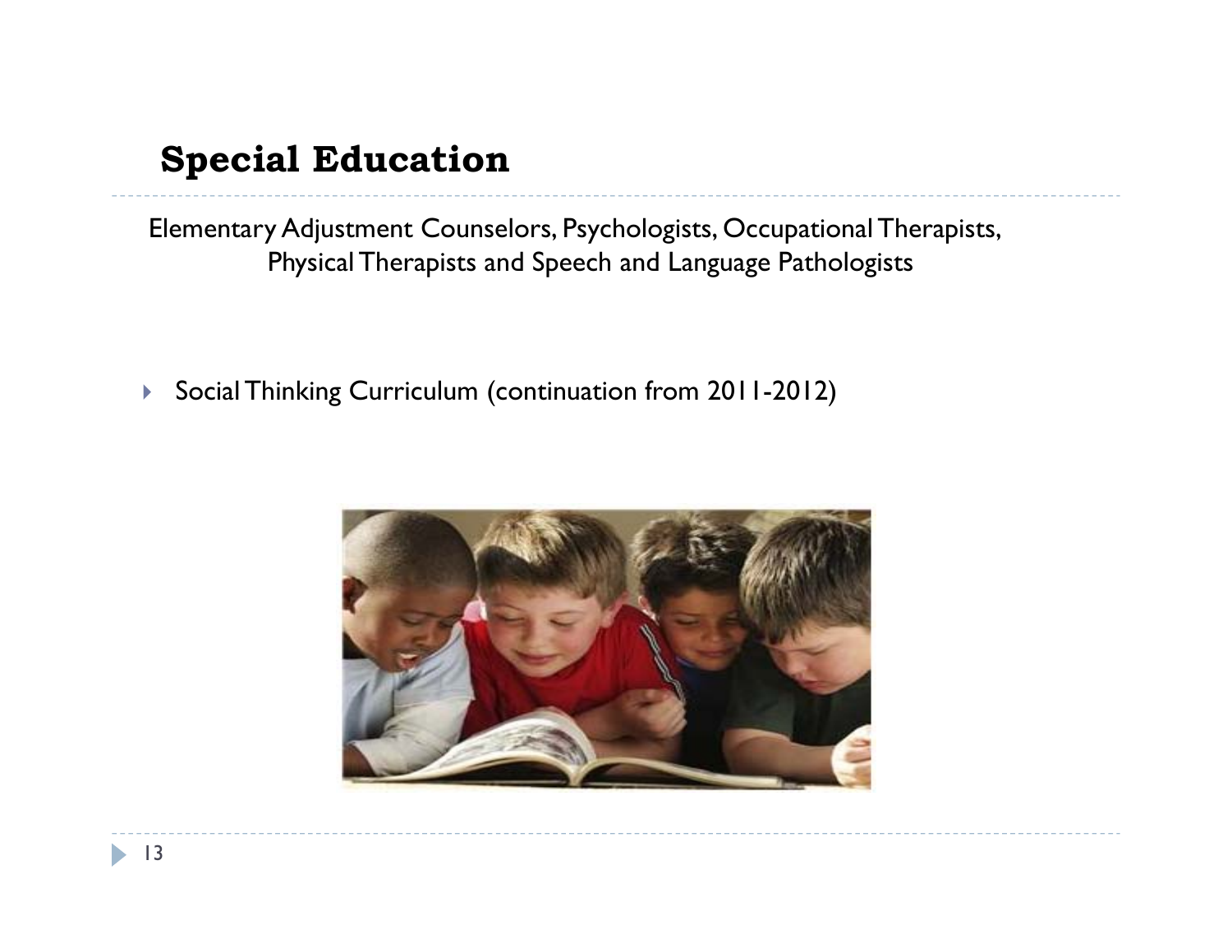## Special Education

Elementary Adjustment Counselors, Psychologists, Occupational Therapists, Physical Therapists and Speech and Language Pathologists

- Social Thinking Curriculum (continuation from 2011-2012)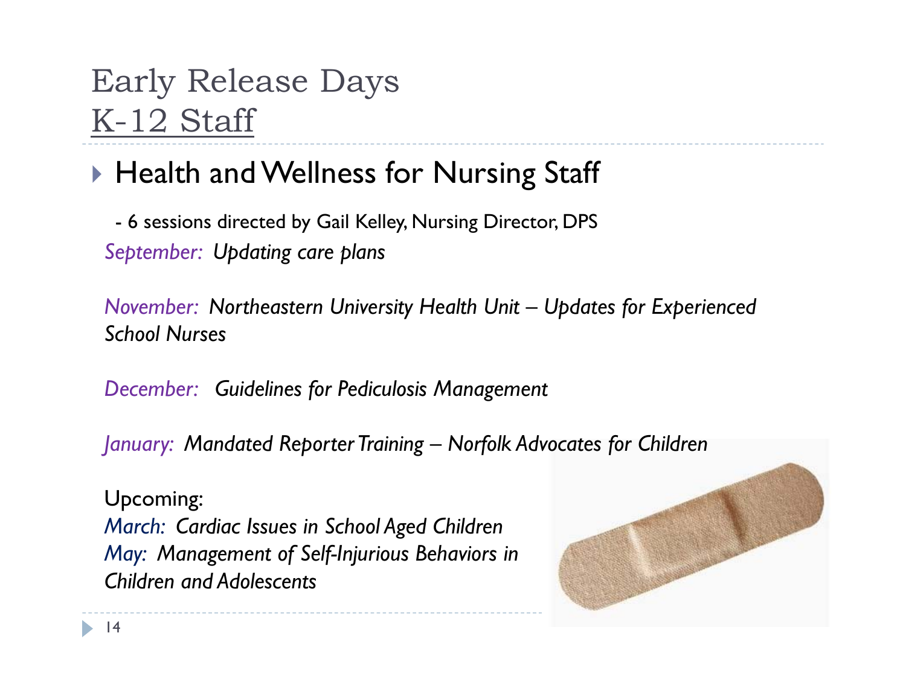# Early Release Days
## K-12 Staff

- Health and Wellness for Nursing Staff

  - 6 sessions directed by Gail Kelley, Nursing Director, DPS

  *September: Updating care plans*

  *November: Northeastern University Health Unit – Updates for Experienced School Nurses*

  *December: Guidelines for Pediculosis Management*

  *January: Mandated Reporter Training – Norfolk Advocates for Children*

  Upcoming:
  *March: Cardiac Issues in School Aged Children*
  *May: Management of Self-Injurious Behaviors in Children and Adolescents*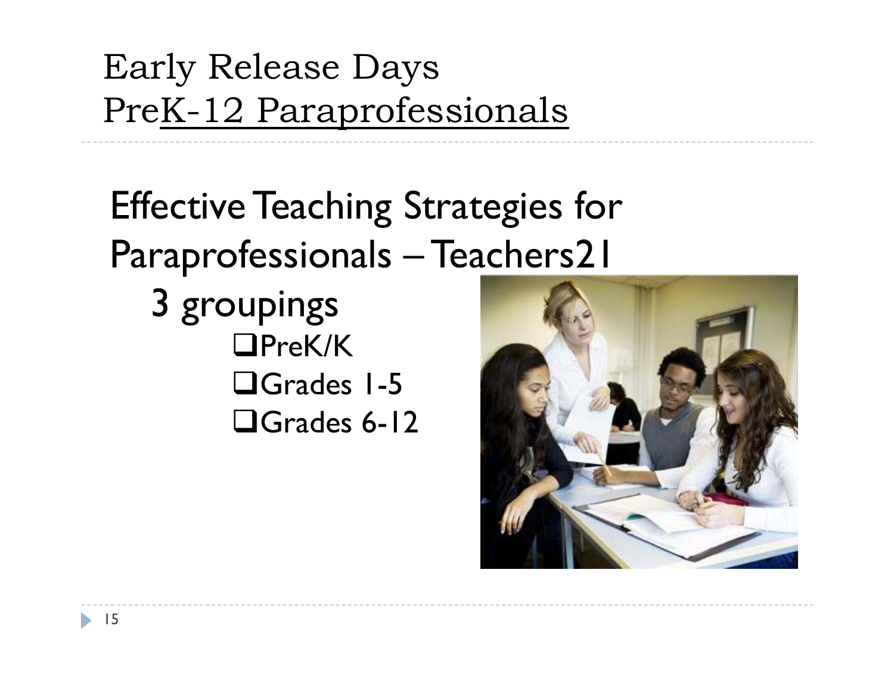# Early Release Days
## PreK-12 Paraprofessionals

## Effective Teaching Strategies for Paraprofessionals – Teachers21

3 groupings

- PreK/K
- Grades 1-5
- Grades 6-12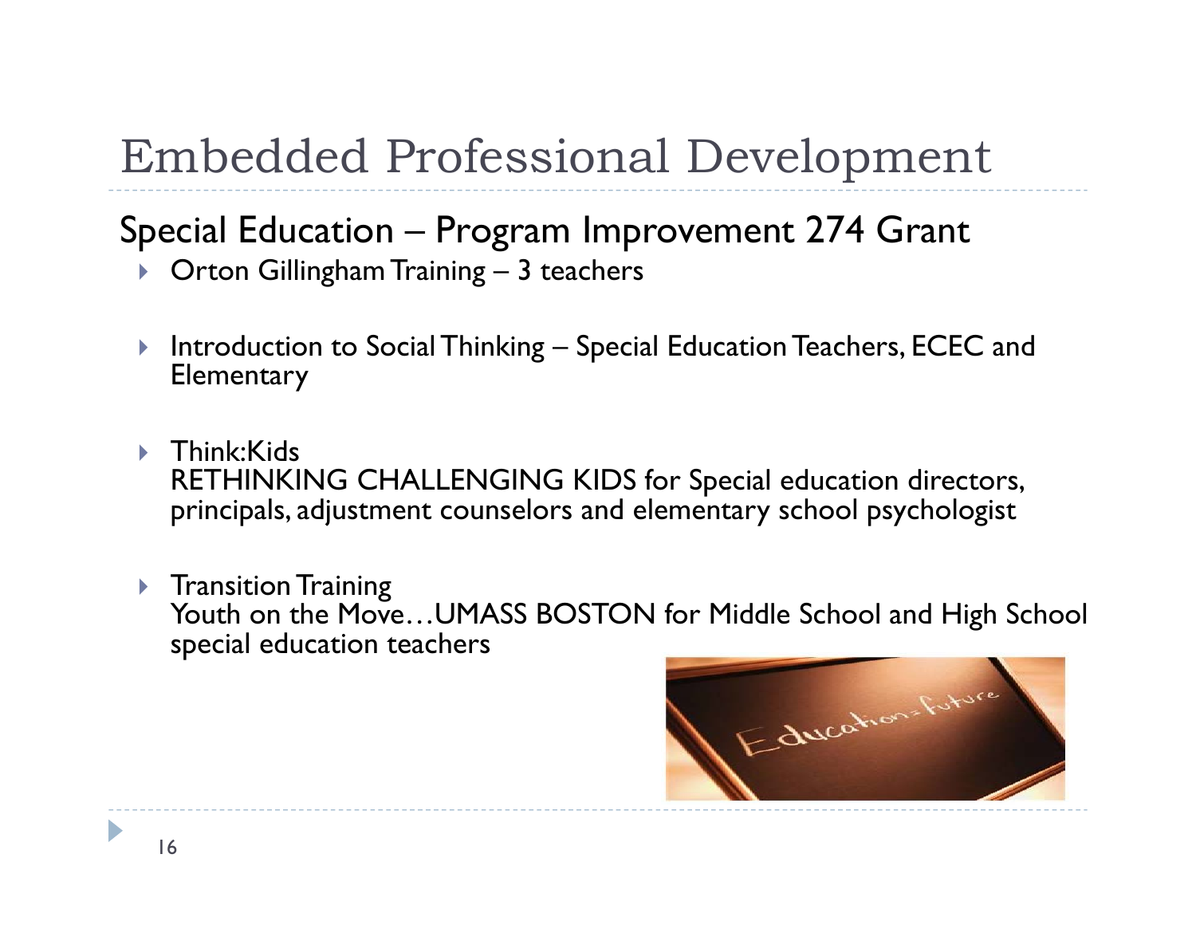# Embedded Professional Development

## Special Education – Program Improvement 274 Grant

- Orton Gillingham Training – 3 teachers
- Introduction to Social Thinking – Special Education Teachers, ECEC and Elementary
- Think:Kids
  RETHINKING CHALLENGING KIDS for Special education directors, principals, adjustment counselors and elementary school psychologist
- Transition Training
  Youth on the Move…UMASS BOSTON for Middle School and High School special education teachers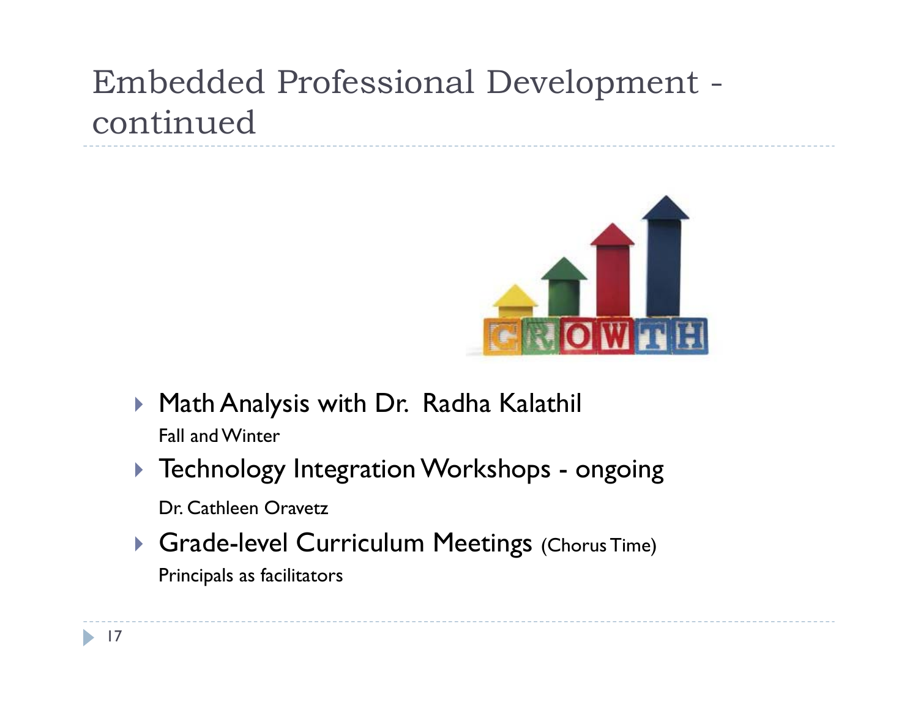# Embedded Professional Development - continued

- Math Analysis with Dr. Radha Kalathil

  Fall and Winter

- Technology Integration Workshops - ongoing

  Dr. Cathleen Oravetz

- Grade-level Curriculum Meetings (Chorus Time)

  Principals as facilitators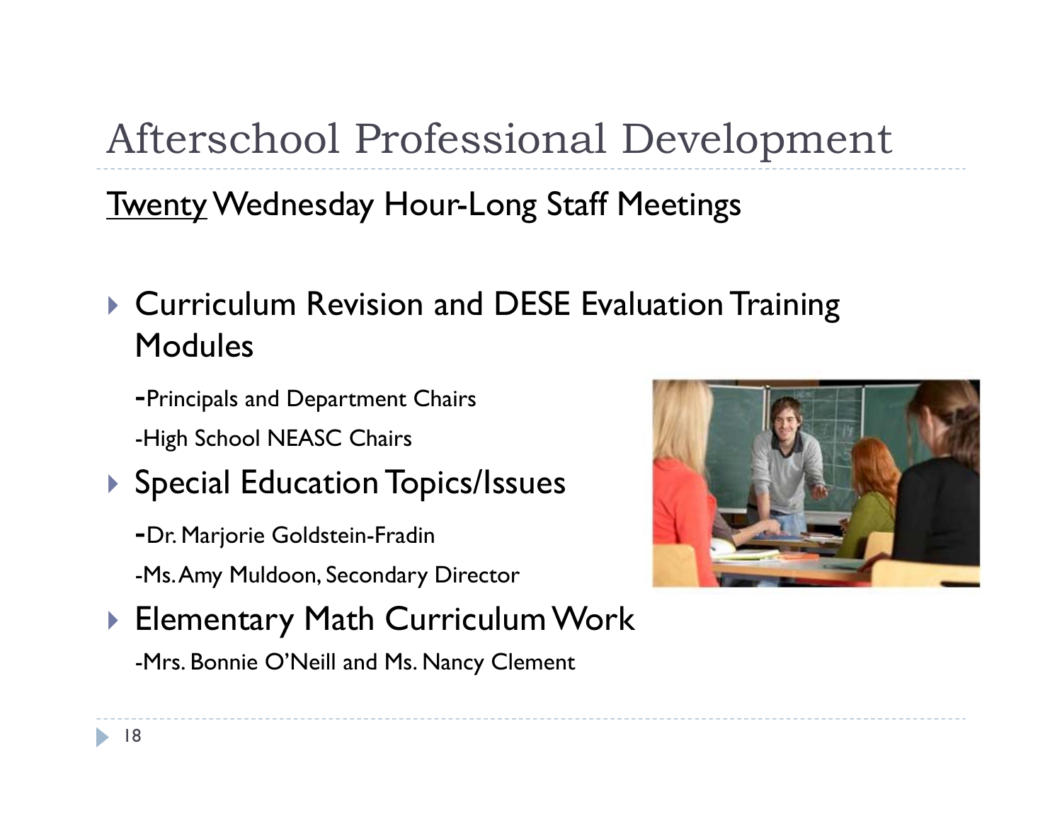# Afterschool Professional Development

<u>Twenty</u> Wednesday Hour-Long Staff Meetings

- Curriculum Revision and DESE Evaluation Training Modules

  -Principals and Department Chairs

  -High School NEASC Chairs

- Special Education Topics/Issues

  -Dr. Marjorie Goldstein-Fradin

  -Ms. Amy Muldoon, Secondary Director

- Elementary Math Curriculum Work

  -Mrs. Bonnie O'Neill and Ms. Nancy Clement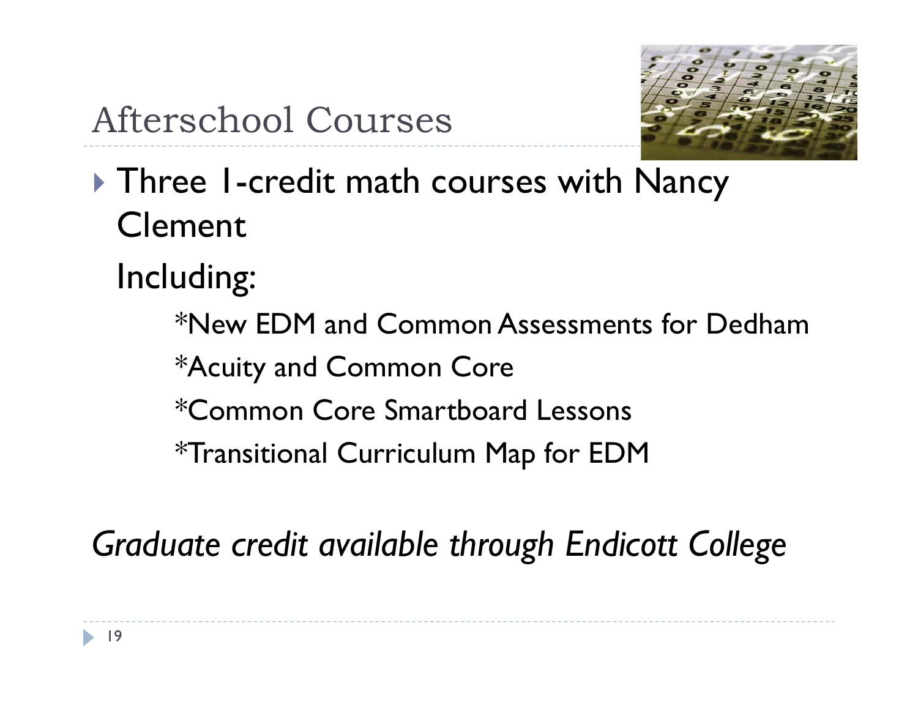# Afterschool Courses

- Three 1-credit math courses with Nancy Clement

  Including:

  *New EDM and Common Assessments for Dedham

  *Acuity and Common Core

  *Common Core Smartboard Lessons

  *Transitional Curriculum Map for EDM

*Graduate credit available through Endicott College*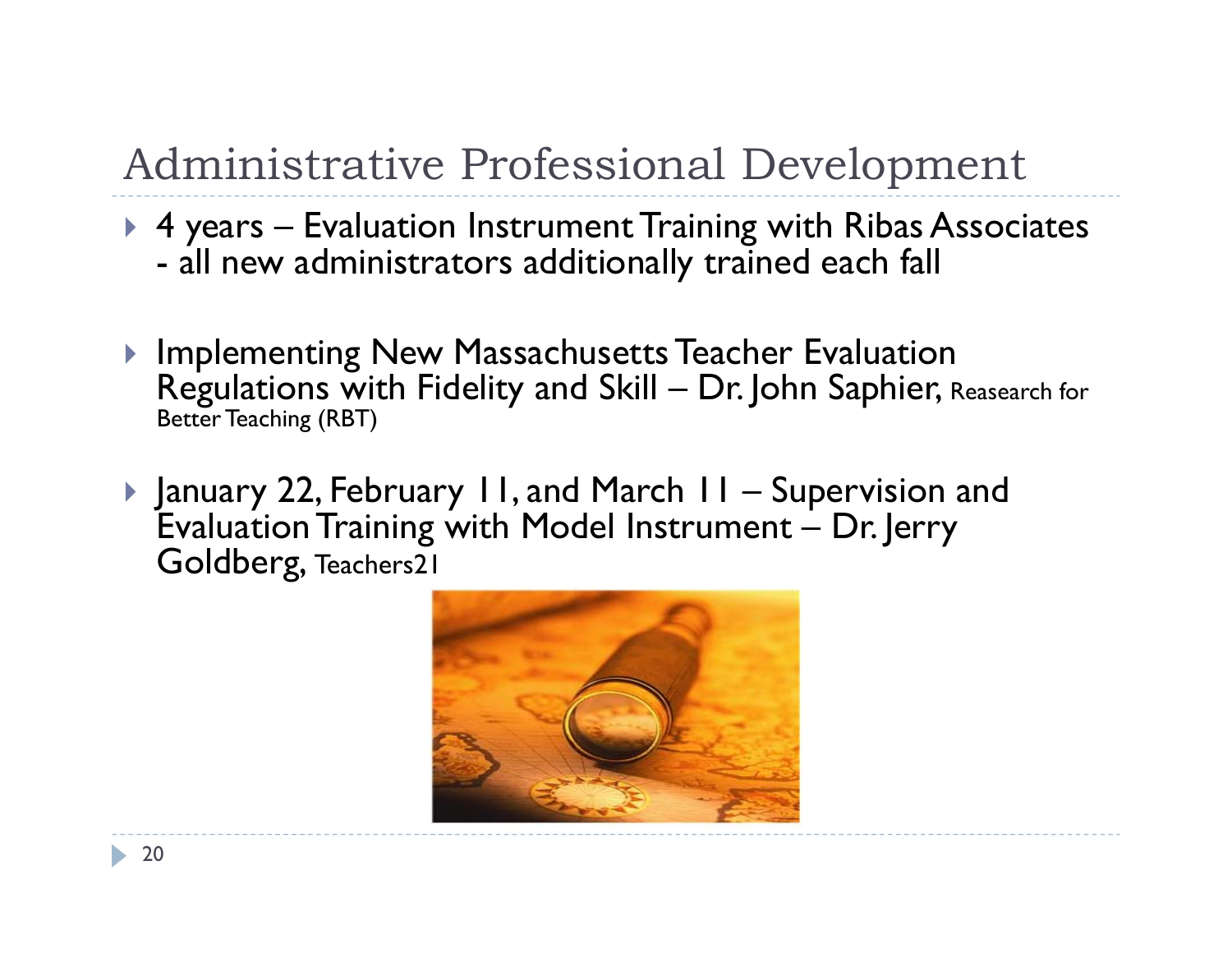## Administrative Professional Development

- 4 years – Evaluation Instrument Training with Ribas Associates - all new administrators additionally trained each fall
- Implementing New Massachusetts Teacher Evaluation Regulations with Fidelity and Skill – Dr. John Saphier, Reasearch for Better Teaching (RBT)
- January 22, February 11, and March 11 – Supervision and Evaluation Training with Model Instrument – Dr. Jerry Goldberg, Teachers21